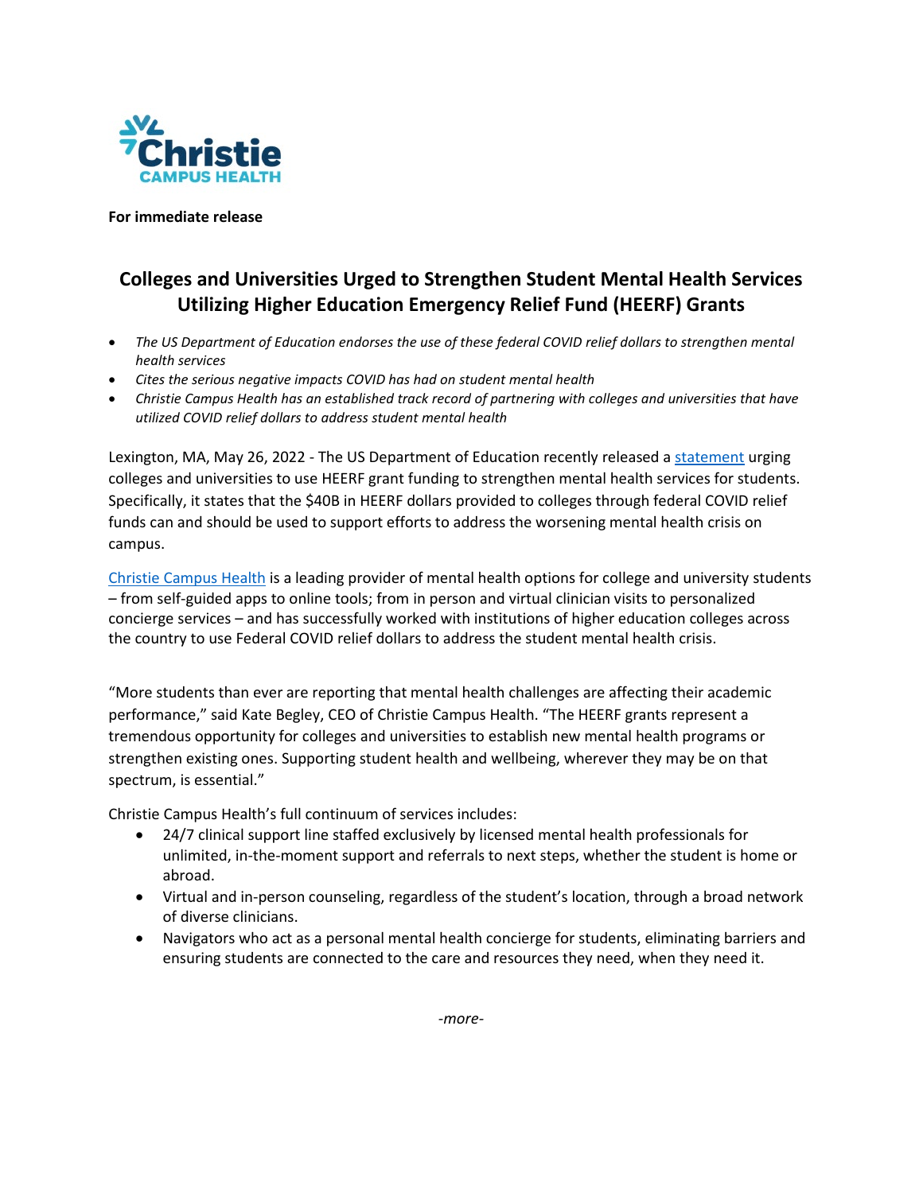Christie CAMPUS HEALTH

**For immediate release**

# Colleges and Universities Urged to Strengthen Student Mental Health Services Utilizing Higher Education Emergency Relief Fund (HEERF) Grants

- *The US Department of Education endorses the use of these federal COVID relief dollars to strengthen mental health services*
- *Cites the serious negative impacts COVID has had on student mental health*
- *Christie Campus Health has an established track record of partnering with colleges and universities that have utilized COVID relief dollars to address student mental health*

Lexington, MA, May 26, 2022 - The US Department of Education recently released a statement urging colleges and universities to use HEERF grant funding to strengthen mental health services for students. Specifically, it states that the $40B in HEERF dollars provided to colleges through federal COVID relief funds can and should be used to support efforts to address the worsening mental health crisis on campus.

Christie Campus Health is a leading provider of mental health options for college and university students – from self-guided apps to online tools; from in person and virtual clinician visits to personalized concierge services – and has successfully worked with institutions of higher education colleges across the country to use Federal COVID relief dollars to address the student mental health crisis.

"More students than ever are reporting that mental health challenges are affecting their academic performance," said Kate Begley, CEO of Christie Campus Health. "The HEERF grants represent a tremendous opportunity for colleges and universities to establish new mental health programs or strengthen existing ones. Supporting student health and wellbeing, wherever they may be on that spectrum, is essential."

Christie Campus Health's full continuum of services includes:

- 24/7 clinical support line staffed exclusively by licensed mental health professionals for unlimited, in-the-moment support and referrals to next steps, whether the student is home or abroad.
- Virtual and in-person counseling, regardless of the student's location, through a broad network of diverse clinicians.
- Navigators who act as a personal mental health concierge for students, eliminating barriers and ensuring students are connected to the care and resources they need, when they need it.

*-more-*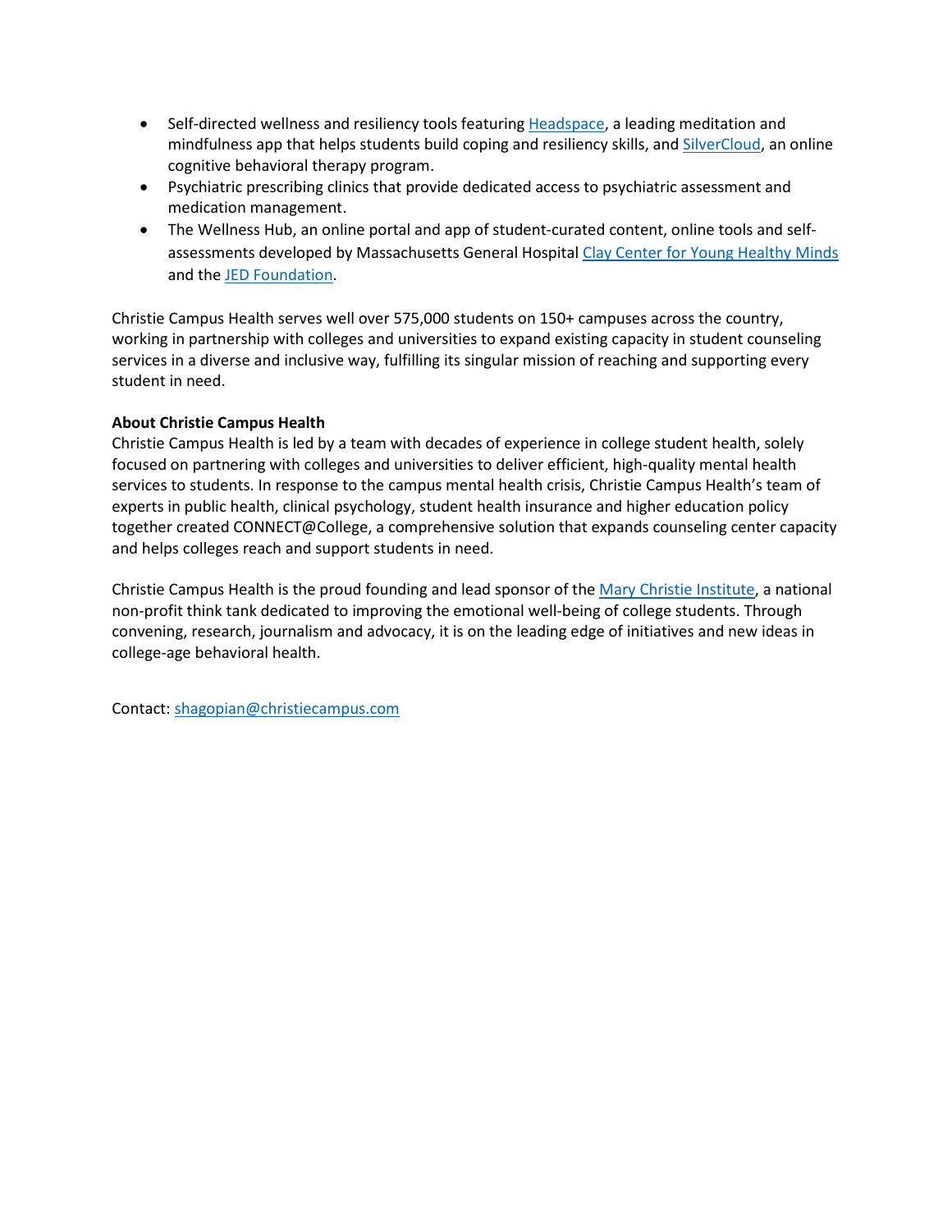- Self-directed wellness and resiliency tools featuring Headspace, a leading meditation and mindfulness app that helps students build coping and resiliency skills, and SilverCloud, an online cognitive behavioral therapy program.
- Psychiatric prescribing clinics that provide dedicated access to psychiatric assessment and medication management.
- The Wellness Hub, an online portal and app of student-curated content, online tools and self-assessments developed by Massachusetts General Hospital Clay Center for Young Healthy Minds and the JED Foundation.

Christie Campus Health serves well over 575,000 students on 150+ campuses across the country, working in partnership with colleges and universities to expand existing capacity in student counseling services in a diverse and inclusive way, fulfilling its singular mission of reaching and supporting every student in need.

**About Christie Campus Health**

Christie Campus Health is led by a team with decades of experience in college student health, solely focused on partnering with colleges and universities to deliver efficient, high-quality mental health services to students. In response to the campus mental health crisis, Christie Campus Health's team of experts in public health, clinical psychology, student health insurance and higher education policy together created CONNECT@College, a comprehensive solution that expands counseling center capacity and helps colleges reach and support students in need.

Christie Campus Health is the proud founding and lead sponsor of the Mary Christie Institute, a national non-profit think tank dedicated to improving the emotional well-being of college students. Through convening, research, journalism and advocacy, it is on the leading edge of initiatives and new ideas in college-age behavioral health.

Contact: shagopian@christiecampus.com